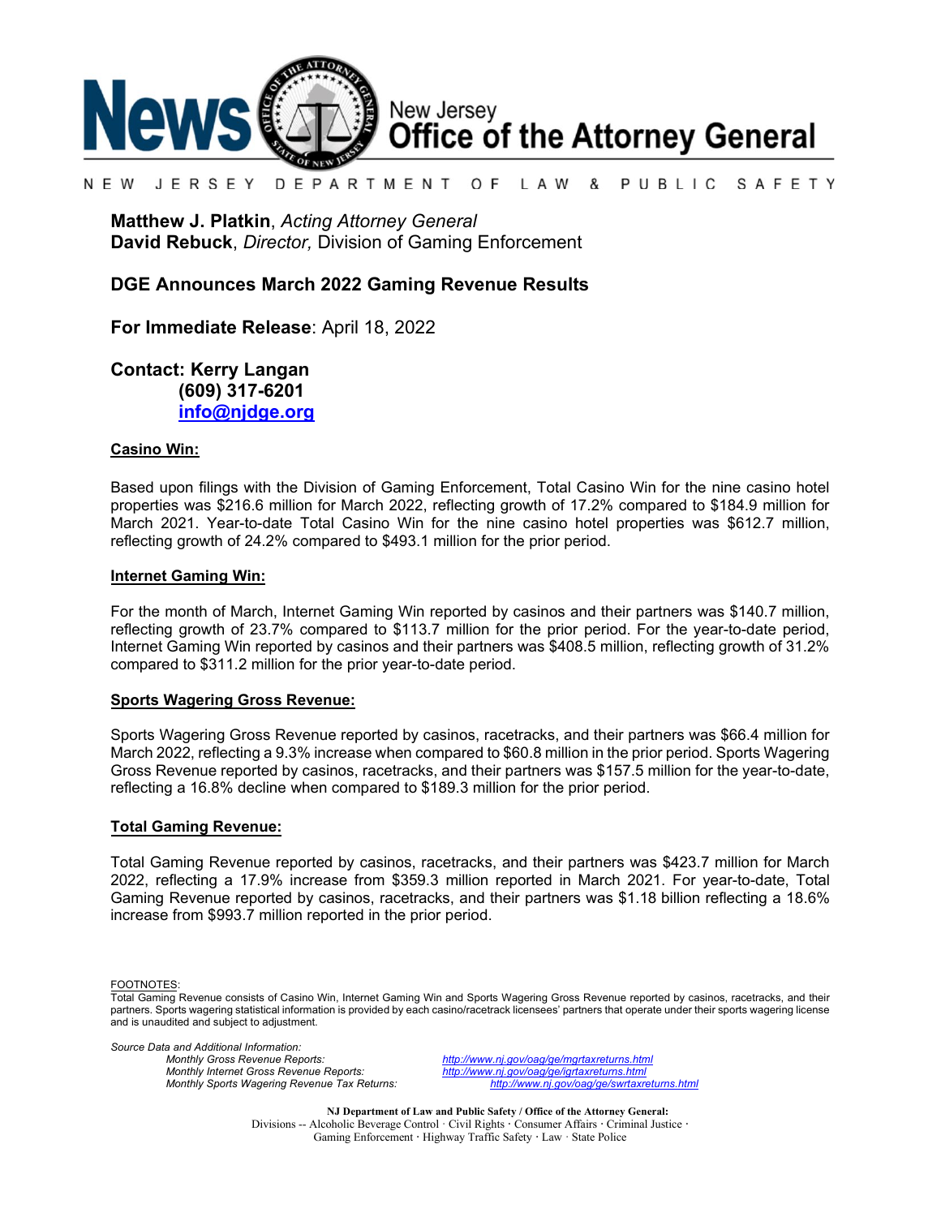News New Jersey
# Office of the Attorney General

NEW JERSEY DEPARTMENT OF LAW & PUBLIC SAFETY

**Matthew J. Platkin**, *Acting Attorney General*
**David Rebuck**, *Director,* Division of Gaming Enforcement

## DGE Announces March 2022 Gaming Revenue Results

**For Immediate Release**: April 18, 2022

**Contact: Kerry Langan**
**(609) 317-6201**
**info@njdge.org**

### Casino Win:

Based upon filings with the Division of Gaming Enforcement, Total Casino Win for the nine casino hotel properties was $216.6 million for March 2022, reflecting growth of 17.2% compared to $184.9 million for March 2021. Year-to-date Total Casino Win for the nine casino hotel properties was $612.7 million, reflecting growth of 24.2% compared to $493.1 million for the prior period.

### Internet Gaming Win:

For the month of March, Internet Gaming Win reported by casinos and their partners was $140.7 million, reflecting growth of 23.7% compared to $113.7 million for the prior period. For the year-to-date period, Internet Gaming Win reported by casinos and their partners was $408.5 million, reflecting growth of 31.2% compared to $311.2 million for the prior year-to-date period.

### Sports Wagering Gross Revenue:

Sports Wagering Gross Revenue reported by casinos, racetracks, and their partners was $66.4 million for March 2022, reflecting a 9.3% increase when compared to $60.8 million in the prior period. Sports Wagering Gross Revenue reported by casinos, racetracks, and their partners was $157.5 million for the year-to-date, reflecting a 16.8% decline when compared to $189.3 million for the prior period.

### Total Gaming Revenue:

Total Gaming Revenue reported by casinos, racetracks, and their partners was $423.7 million for March 2022, reflecting a 17.9% increase from $359.3 million reported in March 2021. For year-to-date, Total Gaming Revenue reported by casinos, racetracks, and their partners was $1.18 billion reflecting a 18.6% increase from $993.7 million reported in the prior period.

FOOTNOTES:
Total Gaming Revenue consists of Casino Win, Internet Gaming Win and Sports Wagering Gross Revenue reported by casinos, racetracks, and their partners. Sports wagering statistical information is provided by each casino/racetrack licensees' partners that operate under their sports wagering license and is unaudited and subject to adjustment.

*Source Data and Additional Information:*
*Monthly Gross Revenue Reports:* *http://www.nj.gov/oag/ge/mgrtaxreturns.html*
*Monthly Internet Gross Revenue Reports:* *http://www.nj.gov/oag/ge/igrtaxreturns.html*
*Monthly Sports Wagering Revenue Tax Returns:* *http://www.nj.gov/oag/ge/swrtaxreturns.html*

**NJ Department of Law and Public Safety / Office of the Attorney General:**
Divisions -- Alcoholic Beverage Control · Civil Rights · Consumer Affairs · Criminal Justice · Gaming Enforcement · Highway Traffic Safety · Law · State Police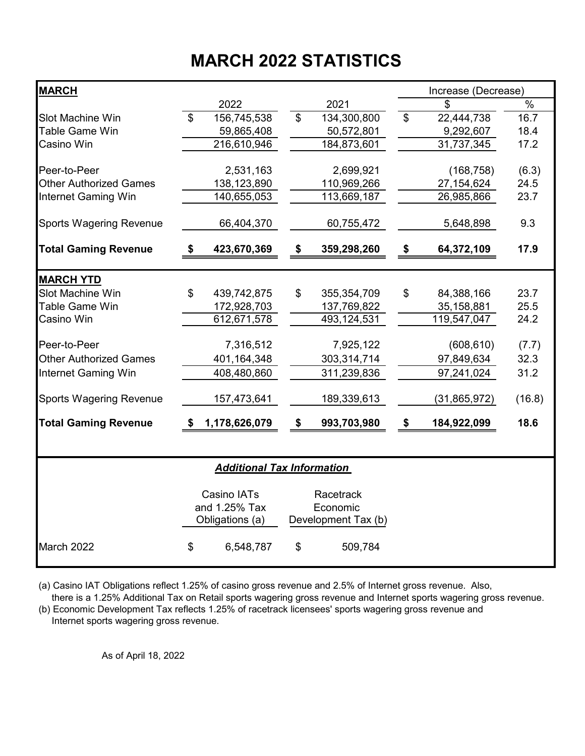# MARCH 2022 STATISTICS

| MARCH | 2022 | 2021 | Increase (Decrease) $ | Increase (Decrease) % |
|---|---|---|---|---|
| Slot Machine Win | $ 156,745,538 | $ 134,300,800 | $ 22,444,738 | 16.7 |
| Table Game Win | 59,865,408 | 50,572,801 | 9,292,607 | 18.4 |
| Casino Win | 216,610,946 | 184,873,601 | 31,737,345 | 17.2 |
| Peer-to-Peer | 2,531,163 | 2,699,921 | (168,758) | (6.3) |
| Other Authorized Games | 138,123,890 | 110,969,266 | 27,154,624 | 24.5 |
| Internet Gaming Win | 140,655,053 | 113,669,187 | 26,985,866 | 23.7 |
| Sports Wagering Revenue | 66,404,370 | 60,755,472 | 5,648,898 | 9.3 |
| **Total Gaming Revenue** | **$ 423,670,369** | **$ 359,298,260** | **$ 64,372,109** | **17.9** |
| **MARCH YTD** | | | | |
| Slot Machine Win | $ 439,742,875 | $ 355,354,709 | $ 84,388,166 | 23.7 |
| Table Game Win | 172,928,703 | 137,769,822 | 35,158,881 | 25.5 |
| Casino Win | 612,671,578 | 493,124,531 | 119,547,047 | 24.2 |
| Peer-to-Peer | 7,316,512 | 7,925,122 | (608,610) | (7.7) |
| Other Authorized Games | 401,164,348 | 303,314,714 | 97,849,634 | 32.3 |
| Internet Gaming Win | 408,480,860 | 311,239,836 | 97,241,024 | 31.2 |
| Sports Wagering Revenue | 157,473,641 | 189,339,613 | (31,865,972) | (16.8) |
| **Total Gaming Revenue** | **$ 1,178,626,079** | **$ 993,703,980** | **$ 184,922,099** | **18.6** |

***Additional Tax Information***

| | Casino IATs and 1.25% Tax Obligations (a) | Racetrack Economic Development Tax (b) |
|---|---|---|
| March 2022 | $ 6,548,787 | $ 509,784 |

(a) Casino IAT Obligations reflect 1.25% of casino gross revenue and 2.5% of Internet gross revenue. Also, there is a 1.25% Additional Tax on Retail sports wagering gross revenue and Internet sports wagering gross revenue.

(b) Economic Development Tax reflects 1.25% of racetrack licensees' sports wagering gross revenue and Internet sports wagering gross revenue.

As of April 18, 2022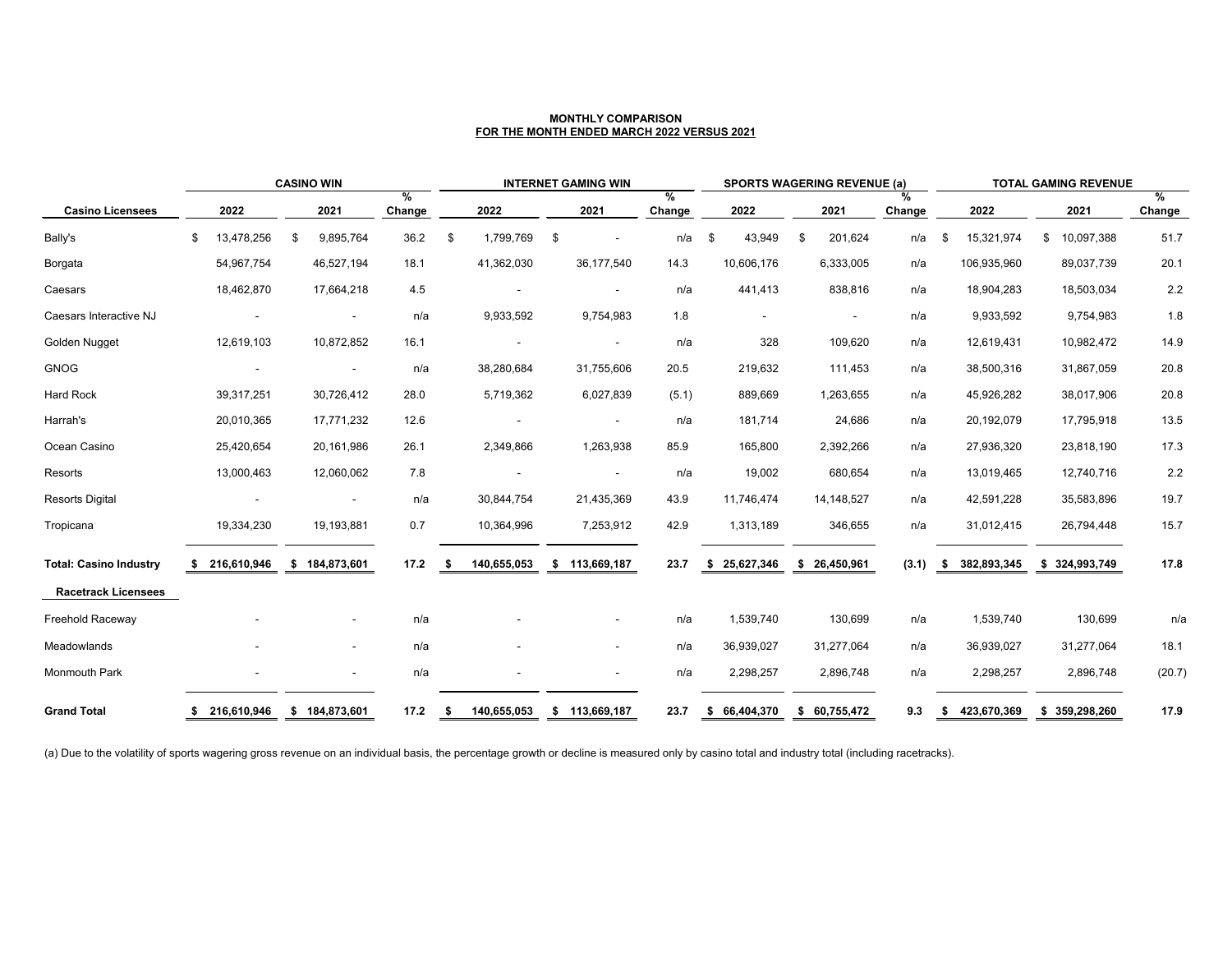**MONTHLY COMPARISON**
**FOR THE MONTH ENDED MARCH 2022 VERSUS 2021**

| | CASINO WIN | | | INTERNET GAMING WIN | | | SPORTS WAGERING REVENUE (a) | | | TOTAL GAMING REVENUE | | |
|---|---|---|---|---|---|---|---|---|---|---|---|---|
| **Casino Licensees** | **2022** | **2021** | **% Change** | **2022** | **2021** | **% Change** | **2022** | **2021** | **% Change** | **2022** | **2021** | **% Change** |
| Bally's | $ 13,478,256 | $ 9,895,764 | 36.2 | $ 1,799,769 | $ - | n/a | $ 43,949 | $ 201,624 | n/a | $ 15,321,974 | $ 10,097,388 | 51.7 |
| Borgata | 54,967,754 | 46,527,194 | 18.1 | 41,362,030 | 36,177,540 | 14.3 | 10,606,176 | 6,333,005 | n/a | 106,935,960 | 89,037,739 | 20.1 |
| Caesars | 18,462,870 | 17,664,218 | 4.5 | - | - | n/a | 441,413 | 838,816 | n/a | 18,904,283 | 18,503,034 | 2.2 |
| Caesars Interactive NJ | - | - | n/a | 9,933,592 | 9,754,983 | 1.8 | - | - | n/a | 9,933,592 | 9,754,983 | 1.8 |
| Golden Nugget | 12,619,103 | 10,872,852 | 16.1 | - | - | n/a | 328 | 109,620 | n/a | 12,619,431 | 10,982,472 | 14.9 |
| GNOG | - | - | n/a | 38,280,684 | 31,755,606 | 20.5 | 219,632 | 111,453 | n/a | 38,500,316 | 31,867,059 | 20.8 |
| Hard Rock | 39,317,251 | 30,726,412 | 28.0 | 5,719,362 | 6,027,839 | (5.1) | 889,669 | 1,263,655 | n/a | 45,926,282 | 38,017,906 | 20.8 |
| Harrah's | 20,010,365 | 17,771,232 | 12.6 | - | - | n/a | 181,714 | 24,686 | n/a | 20,192,079 | 17,795,918 | 13.5 |
| Ocean Casino | 25,420,654 | 20,161,986 | 26.1 | 2,349,866 | 1,263,938 | 85.9 | 165,800 | 2,392,266 | n/a | 27,936,320 | 23,818,190 | 17.3 |
| Resorts | 13,000,463 | 12,060,062 | 7.8 | - | - | n/a | 19,002 | 680,654 | n/a | 13,019,465 | 12,740,716 | 2.2 |
| Resorts Digital | - | - | n/a | 30,844,754 | 21,435,369 | 43.9 | 11,746,474 | 14,148,527 | n/a | 42,591,228 | 35,583,896 | 19.7 |
| Tropicana | 19,334,230 | 19,193,881 | 0.7 | 10,364,996 | 7,253,912 | 42.9 | 1,313,189 | 346,655 | n/a | 31,012,415 | 26,794,448 | 15.7 |
| **Total: Casino Industry** | **$ 216,610,946** | **$ 184,873,601** | **17.2** | **$ 140,655,053** | **$ 113,669,187** | **23.7** | **$ 25,627,346** | **$ 26,450,961** | **(3.1)** | **$ 382,893,345** | **$ 324,993,749** | **17.8** |
| **Racetrack Licensees** | | | | | | | | | | | | |
| Freehold Raceway | - | - | n/a | - | - | n/a | 1,539,740 | 130,699 | n/a | 1,539,740 | 130,699 | n/a |
| Meadowlands | - | - | n/a | - | - | n/a | 36,939,027 | 31,277,064 | n/a | 36,939,027 | 31,277,064 | 18.1 |
| Monmouth Park | - | - | n/a | - | - | n/a | 2,298,257 | 2,896,748 | n/a | 2,298,257 | 2,896,748 | (20.7) |
| **Grand Total** | **$ 216,610,946** | **$ 184,873,601** | **17.2** | **$ 140,655,053** | **$ 113,669,187** | **23.7** | **$ 66,404,370** | **$ 60,755,472** | **9.3** | **$ 423,670,369** | **$ 359,298,260** | **17.9** |

(a) Due to the volatility of sports wagering gross revenue on an individual basis, the percentage growth or decline is measured only by casino total and industry total (including racetracks).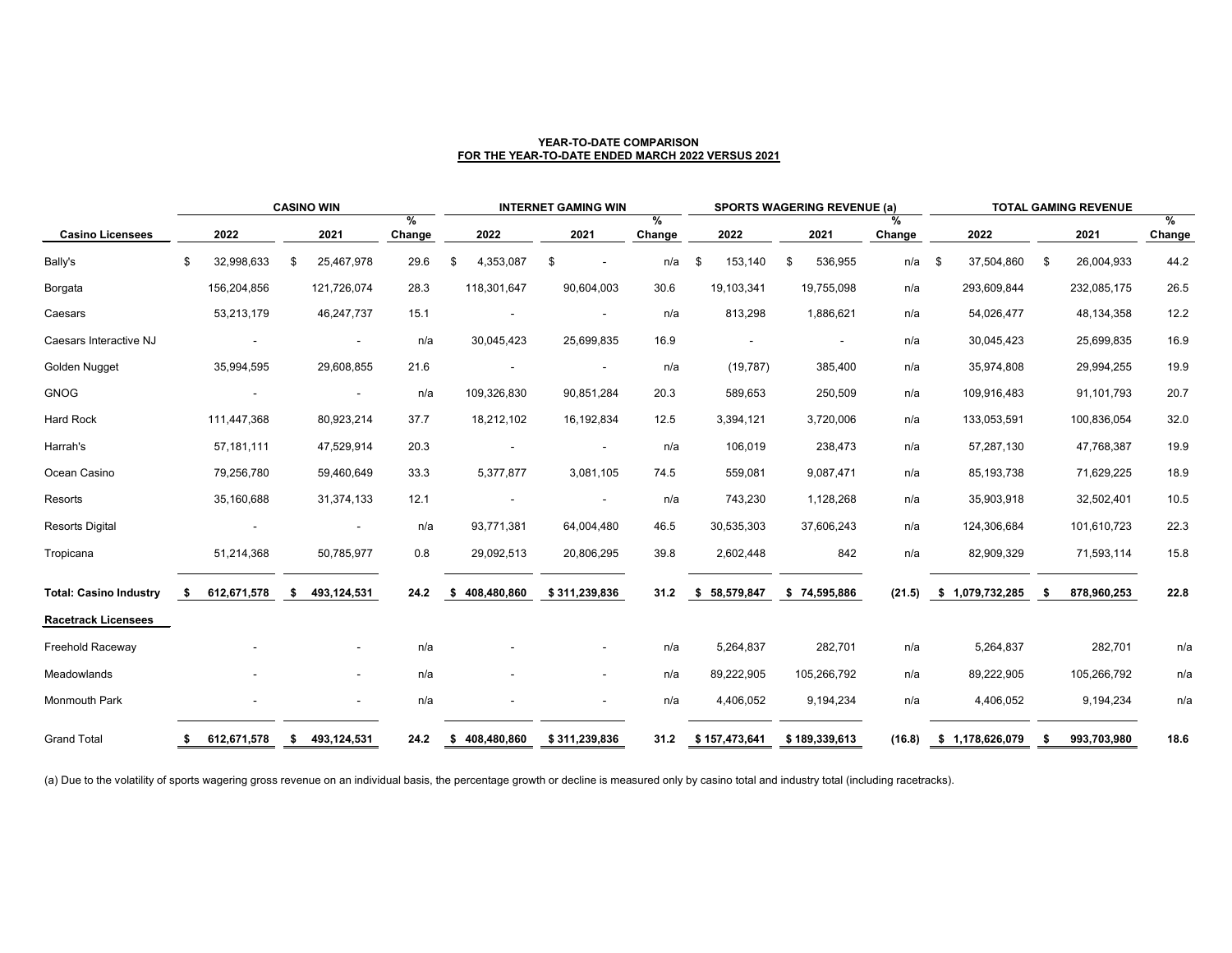**YEAR-TO-DATE COMPARISON**
**FOR THE YEAR-TO-DATE ENDED MARCH 2022 VERSUS 2021**

| | CASINO WIN | | | INTERNET GAMING WIN | | | SPORTS WAGERING REVENUE (a) | | | TOTAL GAMING REVENUE | | |
|---|---|---|---|---|---|---|---|---|---|---|---|---|
| **Casino Licensees** | **2022** | **2021** | **% Change** | **2022** | **2021** | **% Change** | **2022** | **2021** | **% Change** | **2022** | **2021** | **% Change** |
| Bally's | $ 32,998,633 | $ 25,467,978 | 29.6 | $ 4,353,087 | $ - | n/a | $ 153,140 | $ 536,955 | n/a | $ 37,504,860 | $ 26,004,933 | 44.2 |
| Borgata | 156,204,856 | 121,726,074 | 28.3 | 118,301,647 | 90,604,003 | 30.6 | 19,103,341 | 19,755,098 | n/a | 293,609,844 | 232,085,175 | 26.5 |
| Caesars | 53,213,179 | 46,247,737 | 15.1 | - | - | n/a | 813,298 | 1,886,621 | n/a | 54,026,477 | 48,134,358 | 12.2 |
| Caesars Interactive NJ | - | - | n/a | 30,045,423 | 25,699,835 | 16.9 | - | - | n/a | 30,045,423 | 25,699,835 | 16.9 |
| Golden Nugget | 35,994,595 | 29,608,855 | 21.6 | - | - | n/a | (19,787) | 385,400 | n/a | 35,974,808 | 29,994,255 | 19.9 |
| GNOG | - | - | n/a | 109,326,830 | 90,851,284 | 20.3 | 589,653 | 250,509 | n/a | 109,916,483 | 91,101,793 | 20.7 |
| Hard Rock | 111,447,368 | 80,923,214 | 37.7 | 18,212,102 | 16,192,834 | 12.5 | 3,394,121 | 3,720,006 | n/a | 133,053,591 | 100,836,054 | 32.0 |
| Harrah's | 57,181,111 | 47,529,914 | 20.3 | - | - | n/a | 106,019 | 238,473 | n/a | 57,287,130 | 47,768,387 | 19.9 |
| Ocean Casino | 79,256,780 | 59,460,649 | 33.3 | 5,377,877 | 3,081,105 | 74.5 | 559,081 | 9,087,471 | n/a | 85,193,738 | 71,629,225 | 18.9 |
| Resorts | 35,160,688 | 31,374,133 | 12.1 | - | - | n/a | 743,230 | 1,128,268 | n/a | 35,903,918 | 32,502,401 | 10.5 |
| Resorts Digital | - | - | n/a | 93,771,381 | 64,004,480 | 46.5 | 30,535,303 | 37,606,243 | n/a | 124,306,684 | 101,610,723 | 22.3 |
| Tropicana | 51,214,368 | 50,785,977 | 0.8 | 29,092,513 | 20,806,295 | 39.8 | 2,602,448 | 842 | n/a | 82,909,329 | 71,593,114 | 15.8 |
| **Total: Casino Industry** | **$ 612,671,578** | **$ 493,124,531** | **24.2** | **$ 408,480,860** | **$ 311,239,836** | **31.2** | **$ 58,579,847** | **$ 74,595,886** | **(21.5)** | **$ 1,079,732,285** | **$ 878,960,253** | **22.8** |
| **Racetrack Licensees** | | | | | | | | | | | | |
| Freehold Raceway | - | - | n/a | - | - | n/a | 5,264,837 | 282,701 | n/a | 5,264,837 | 282,701 | n/a |
| Meadowlands | - | - | n/a | - | - | n/a | 89,222,905 | 105,266,792 | n/a | 89,222,905 | 105,266,792 | n/a |
| Monmouth Park | - | - | n/a | - | - | n/a | 4,406,052 | 9,194,234 | n/a | 4,406,052 | 9,194,234 | n/a |
| Grand Total | $ 612,671,578 | $ 493,124,531 | 24.2 | $ 408,480,860 | $ 311,239,836 | 31.2 | $ 157,473,641 | $ 189,339,613 | (16.8) | $ 1,178,626,079 | $ 993,703,980 | 18.6 |

(a) Due to the volatility of sports wagering gross revenue on an individual basis, the percentage growth or decline is measured only by casino total and industry total (including racetracks).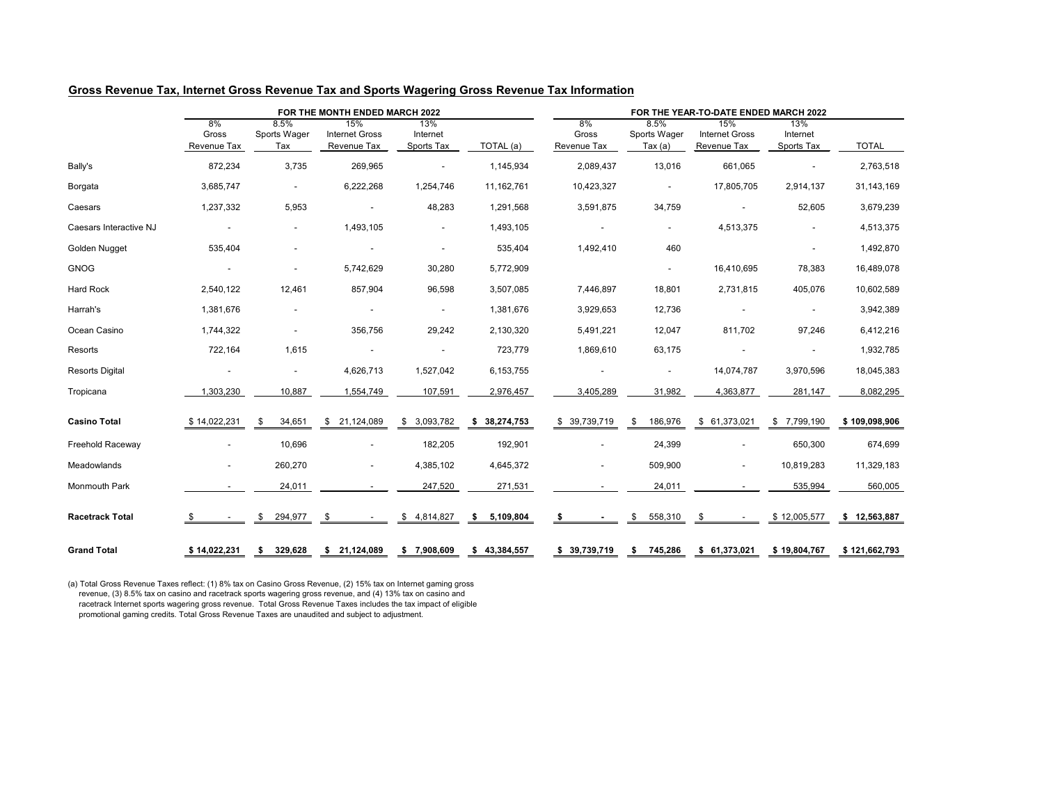## Gross Revenue Tax, Internet Gross Revenue Tax and Sports Wagering Gross Revenue Tax Information

| | FOR THE MONTH ENDED MARCH 2022 | | | | | FOR THE YEAR-TO-DATE ENDED MARCH 2022 | | | | |
|---|---|---|---|---|---|---|---|---|---|---|
| | 8% Gross Revenue Tax | 8.5% Sports Wager Tax | 15% Internet Gross Revenue Tax | 13% Internet Sports Tax | TOTAL (a) | 8% Gross Revenue Tax | 8.5% Sports Wager Tax (a) | 15% Internet Gross Revenue Tax | 13% Internet Sports Tax | TOTAL |
| Bally's | 872,234 | 3,735 | 269,965 | - | 1,145,934 | 2,089,437 | 13,016 | 661,065 | - | 2,763,518 |
| Borgata | 3,685,747 | - | 6,222,268 | 1,254,746 | 11,162,761 | 10,423,327 | - | 17,805,705 | 2,914,137 | 31,143,169 |
| Caesars | 1,237,332 | 5,953 | - | 48,283 | 1,291,568 | 3,591,875 | 34,759 | - | 52,605 | 3,679,239 |
| Caesars Interactive NJ | - | - | 1,493,105 | - | 1,493,105 | - | - | 4,513,375 | - | 4,513,375 |
| Golden Nugget | 535,404 | - | - | - | 535,404 | 1,492,410 | 460 | | - | 1,492,870 |
| GNOG | - | - | 5,742,629 | 30,280 | 5,772,909 | | - | 16,410,695 | 78,383 | 16,489,078 |
| Hard Rock | 2,540,122 | 12,461 | 857,904 | 96,598 | 3,507,085 | 7,446,897 | 18,801 | 2,731,815 | 405,076 | 10,602,589 |
| Harrah's | 1,381,676 | - | - | - | 1,381,676 | 3,929,653 | 12,736 | - | - | 3,942,389 |
| Ocean Casino | 1,744,322 | - | 356,756 | 29,242 | 2,130,320 | 5,491,221 | 12,047 | 811,702 | 97,246 | 6,412,216 |
| Resorts | 722,164 | 1,615 | - | - | 723,779 | 1,869,610 | 63,175 | - | - | 1,932,785 |
| Resorts Digital | - | - | 4,626,713 | 1,527,042 | 6,153,755 | - | - | 14,074,787 | 3,970,596 | 18,045,383 |
| Tropicana | 1,303,230 | 10,887 | 1,554,749 | 107,591 | 2,976,457 | 3,405,289 | 31,982 | 4,363,877 | 281,147 | 8,082,295 |
| **Casino Total** | $ 14,022,231 | $ 34,651 | $ 21,124,089 | $ 3,093,782 | **$ 38,274,753** | $ 39,739,719 | $ 186,976 | $ 61,373,021 | $ 7,799,190 | **$ 109,098,906** |
| Freehold Raceway | - | 10,696 | - | 182,205 | 192,901 | - | 24,399 | - | 650,300 | 674,699 |
| Meadowlands | - | 260,270 | - | 4,385,102 | 4,645,372 | - | 509,900 | - | 10,819,283 | 11,329,183 |
| Monmouth Park | - | 24,011 | - | 247,520 | 271,531 | - | 24,011 | - | 535,994 | 560,005 |
| **Racetrack Total** | $ - | $ 294,977 | $ - | $ 4,814,827 | **$ 5,109,804** | **$ -** | $ 558,310 | $ - | $ 12,005,577 | **$ 12,563,887** |
| **Grand Total** | **$ 14,022,231** | **$ 329,628** | **$ 21,124,089** | **$ 7,908,609** | **$ 43,384,557** | **$ 39,739,719** | **$ 745,286** | **$ 61,373,021** | **$ 19,804,767** | **$ 121,662,793** |

(a) Total Gross Revenue Taxes reflect: (1) 8% tax on Casino Gross Revenue, (2) 15% tax on Internet gaming gross revenue, (3) 8.5% tax on casino and racetrack sports wagering gross revenue, and (4) 13% tax on casino and racetrack Internet sports wagering gross revenue. Total Gross Revenue Taxes includes the tax impact of eligible promotional gaming credits. Total Gross Revenue Taxes are unaudited and subject to adjustment.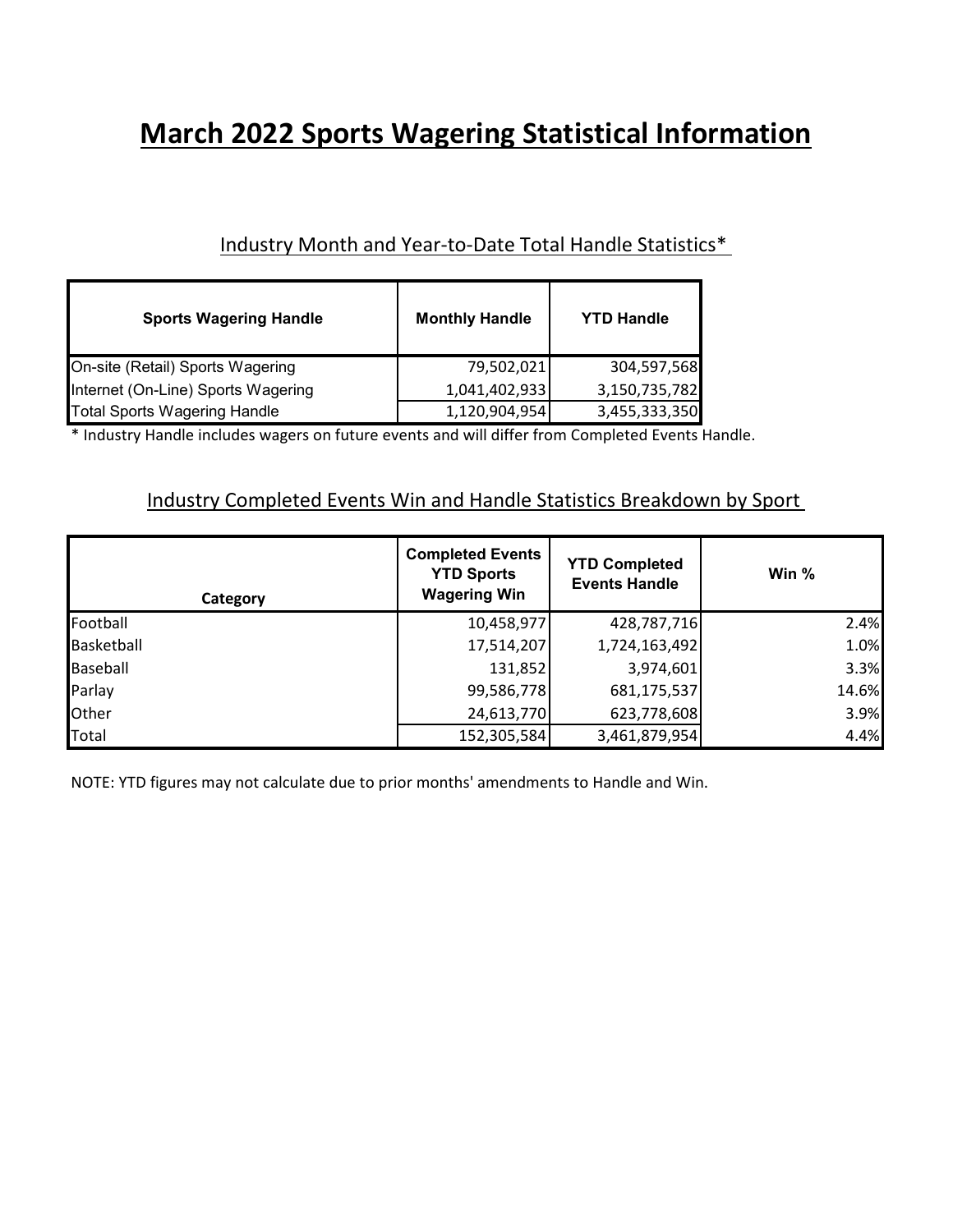# March 2022 Sports Wagering Statistical Information

## Industry Month and Year-to-Date Total Handle Statistics*

| Sports Wagering Handle | Monthly Handle | YTD Handle |
|---|---|---|
| On-site (Retail) Sports Wagering | 79,502,021 | 304,597,568 |
| Internet (On-Line) Sports Wagering | 1,041,402,933 | 3,150,735,782 |
| Total Sports Wagering Handle | 1,120,904,954 | 3,455,333,350 |

* Industry Handle includes wagers on future events and will differ from Completed Events Handle.

## Industry Completed Events Win and Handle Statistics Breakdown by Sport

| Category | Completed Events YTD Sports Wagering Win | YTD Completed Events Handle | Win % |
|---|---|---|---|
| Football | 10,458,977 | 428,787,716 | 2.4% |
| Basketball | 17,514,207 | 1,724,163,492 | 1.0% |
| Baseball | 131,852 | 3,974,601 | 3.3% |
| Parlay | 99,586,778 | 681,175,537 | 14.6% |
| Other | 24,613,770 | 623,778,608 | 3.9% |
| Total | 152,305,584 | 3,461,879,954 | 4.4% |

NOTE: YTD figures may not calculate due to prior months' amendments to Handle and Win.